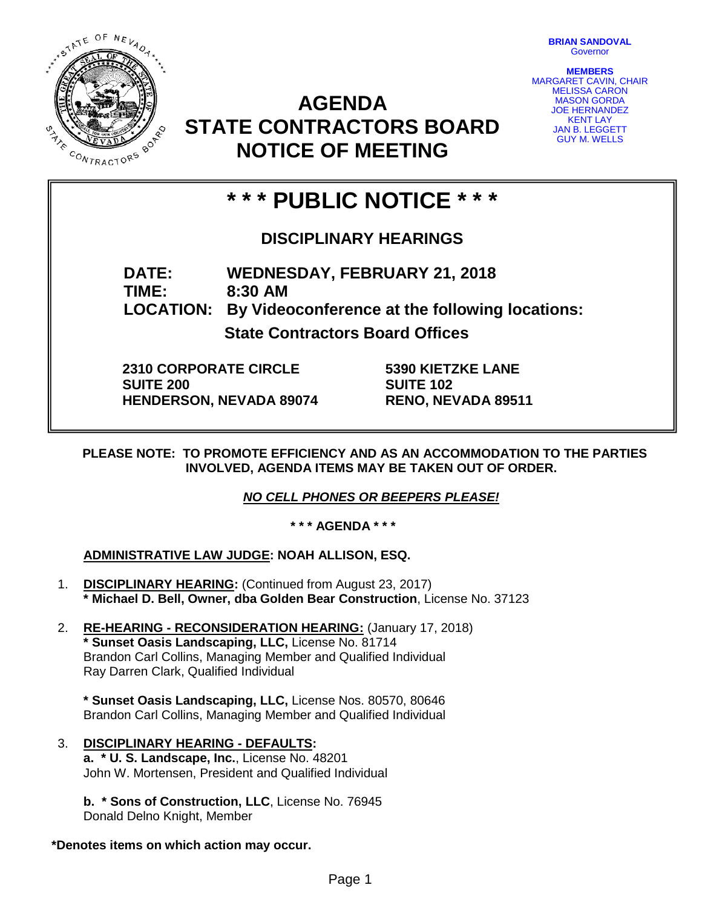BRIAN SANDOVAL
Governor

MEMBERS
MARGARET CAVIN, CHAIR
MELISSA CARON
MASON GORDA
JOE HERNANDEZ
KENT LAY
JAN B. LEGGETT
GUY M. WELLS

# AGENDA
# STATE CONTRACTORS BOARD
# NOTICE OF MEETING

## * * * PUBLIC NOTICE * * *

### DISCIPLINARY HEARINGS

**DATE:** WEDNESDAY, FEBRUARY 21, 2018
**TIME:** 8:30 AM
**LOCATION:** By Videoconference at the following locations:

**State Contractors Board Offices**

**2310 CORPORATE CIRCLE**
**SUITE 200**
**HENDERSON, NEVADA 89074**

**5390 KIETZKE LANE**
**SUITE 102**
**RENO, NEVADA 89511**

**PLEASE NOTE: TO PROMOTE EFFICIENCY AND AS AN ACCOMMODATION TO THE PARTIES INVOLVED, AGENDA ITEMS MAY BE TAKEN OUT OF ORDER.**

***NO CELL PHONES OR BEEPERS PLEASE!***

**\* \* \* AGENDA \* \* \***

**ADMINISTRATIVE LAW JUDGE: NOAH ALLISON, ESQ.**

1. **DISCIPLINARY HEARING:** (Continued from August 23, 2017)
   **\* Michael D. Bell, Owner, dba Golden Bear Construction**, License No. 37123

2. **RE-HEARING - RECONSIDERATION HEARING:** (January 17, 2018)
   **\* Sunset Oasis Landscaping, LLC,** License No. 81714
   Brandon Carl Collins, Managing Member and Qualified Individual
   Ray Darren Clark, Qualified Individual

   **\* Sunset Oasis Landscaping, LLC,** License Nos. 80570, 80646
   Brandon Carl Collins, Managing Member and Qualified Individual

3. **DISCIPLINARY HEARING - DEFAULTS:**
   **a. \* U. S. Landscape, Inc.**, License No. 48201
   John W. Mortensen, President and Qualified Individual

   **b. \* Sons of Construction, LLC**, License No. 76945
   Donald Delno Knight, Member

**\*Denotes items on which action may occur.**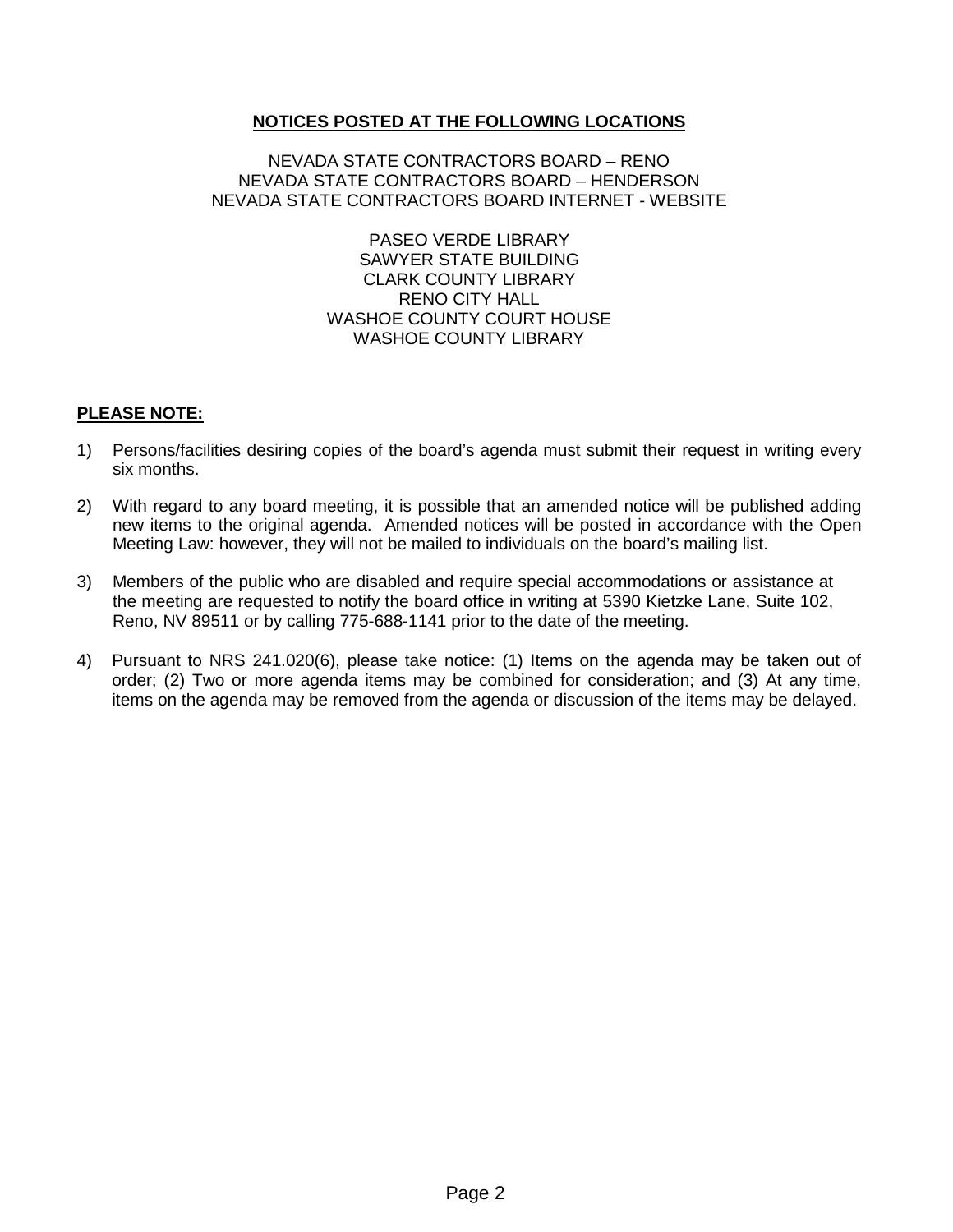## NOTICES POSTED AT THE FOLLOWING LOCATIONS

NEVADA STATE CONTRACTORS BOARD – RENO
NEVADA STATE CONTRACTORS BOARD – HENDERSON
NEVADA STATE CONTRACTORS BOARD INTERNET - WEBSITE

PASEO VERDE LIBRARY
SAWYER STATE BUILDING
CLARK COUNTY LIBRARY
RENO CITY HALL
WASHOE COUNTY COURT HOUSE
WASHOE COUNTY LIBRARY

**PLEASE NOTE:**

1) Persons/facilities desiring copies of the board's agenda must submit their request in writing every six months.

2) With regard to any board meeting, it is possible that an amended notice will be published adding new items to the original agenda. Amended notices will be posted in accordance with the Open Meeting Law: however, they will not be mailed to individuals on the board's mailing list.

3) Members of the public who are disabled and require special accommodations or assistance at the meeting are requested to notify the board office in writing at 5390 Kietzke Lane, Suite 102, Reno, NV 89511 or by calling 775-688-1141 prior to the date of the meeting.

4) Pursuant to NRS 241.020(6), please take notice: (1) Items on the agenda may be taken out of order; (2) Two or more agenda items may be combined for consideration; and (3) At any time, items on the agenda may be removed from the agenda or discussion of the items may be delayed.